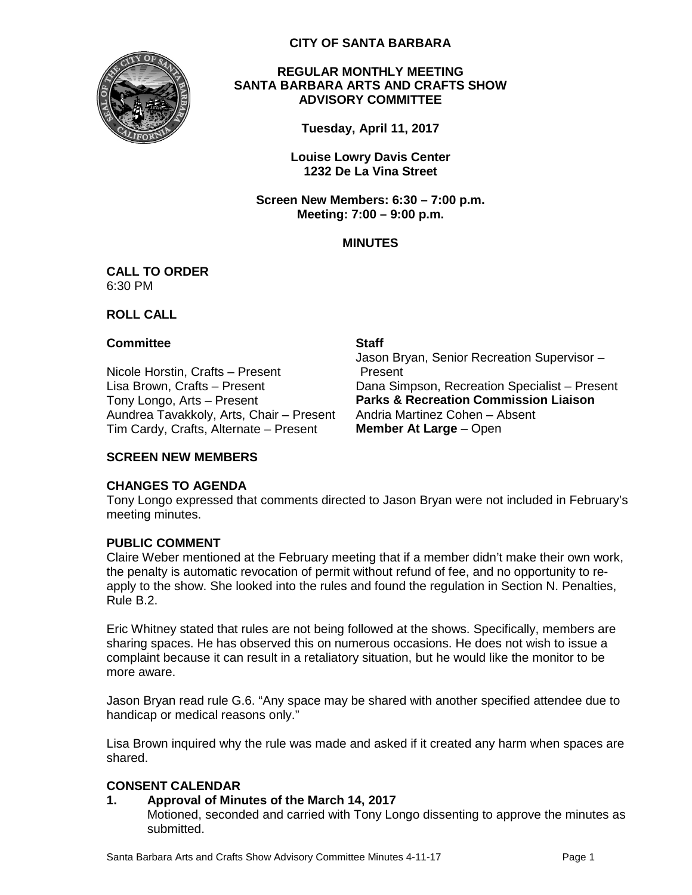**CITY OF SANTA BARBARA**

**REGULAR MONTHLY MEETING**
**SANTA BARBARA ARTS AND CRAFTS SHOW**
**ADVISORY COMMITTEE**

**Tuesday, April 11, 2017**

**Louise Lowry Davis Center**
**1232 De La Vina Street**

**Screen New Members: 6:30 – 7:00 p.m.**
**Meeting: 7:00 – 9:00 p.m.**

**MINUTES**

**CALL TO ORDER**
6:30 PM

**ROLL CALL**

**Committee**

Nicole Horstin, Crafts – Present
Lisa Brown, Crafts – Present
Tony Longo, Arts – Present
Aundrea Tavakkoly, Arts, Chair – Present
Tim Cardy, Crafts, Alternate – Present

**Staff**

Jason Bryan, Senior Recreation Supervisor – Present
Dana Simpson, Recreation Specialist – Present
**Parks & Recreation Commission Liaison**
Andria Martinez Cohen – Absent
**Member At Large** – Open

**SCREEN NEW MEMBERS**

**CHANGES TO AGENDA**
Tony Longo expressed that comments directed to Jason Bryan were not included in February's meeting minutes.

**PUBLIC COMMENT**
Claire Weber mentioned at the February meeting that if a member didn't make their own work, the penalty is automatic revocation of permit without refund of fee, and no opportunity to re-apply to the show. She looked into the rules and found the regulation in Section N. Penalties, Rule B.2.

Eric Whitney stated that rules are not being followed at the shows. Specifically, members are sharing spaces. He has observed this on numerous occasions. He does not wish to issue a complaint because it can result in a retaliatory situation, but he would like the monitor to be more aware.

Jason Bryan read rule G.6. "Any space may be shared with another specified attendee due to handicap or medical reasons only."

Lisa Brown inquired why the rule was made and asked if it created any harm when spaces are shared.

**CONSENT CALENDAR**

**1. Approval of Minutes of the March 14, 2017**
Motioned, seconded and carried with Tony Longo dissenting to approve the minutes as submitted.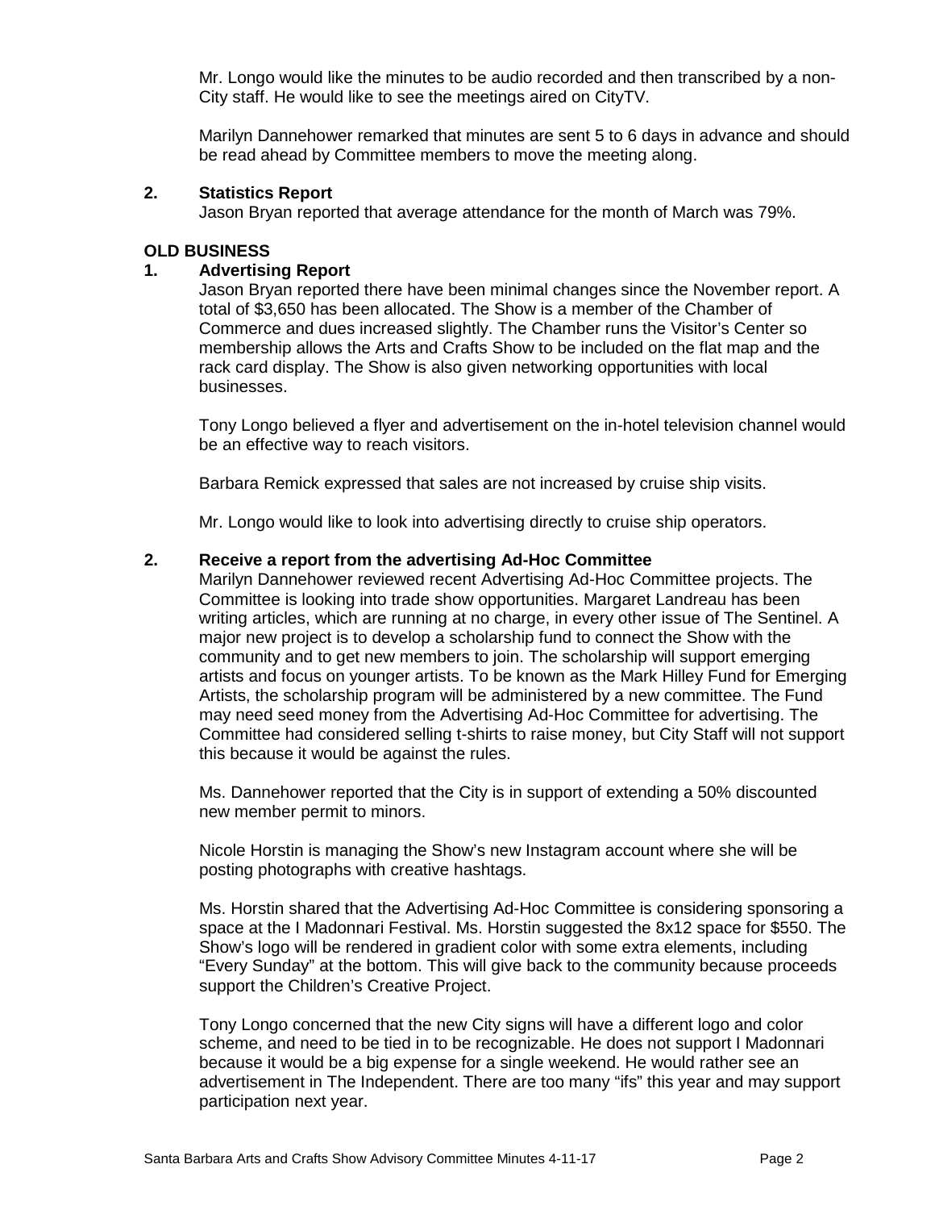Mr. Longo would like the minutes to be audio recorded and then transcribed by a non-City staff. He would like to see the meetings aired on CityTV.

Marilyn Dannehower remarked that minutes are sent 5 to 6 days in advance and should be read ahead by Committee members to move the meeting along.

**2. Statistics Report**

Jason Bryan reported that average attendance for the month of March was 79%.

**OLD BUSINESS**

**1. Advertising Report**

Jason Bryan reported there have been minimal changes since the November report. A total of $3,650 has been allocated. The Show is a member of the Chamber of Commerce and dues increased slightly. The Chamber runs the Visitor's Center so membership allows the Arts and Crafts Show to be included on the flat map and the rack card display. The Show is also given networking opportunities with local businesses.

Tony Longo believed a flyer and advertisement on the in-hotel television channel would be an effective way to reach visitors.

Barbara Remick expressed that sales are not increased by cruise ship visits.

Mr. Longo would like to look into advertising directly to cruise ship operators.

**2. Receive a report from the advertising Ad-Hoc Committee**

Marilyn Dannehower reviewed recent Advertising Ad-Hoc Committee projects. The Committee is looking into trade show opportunities. Margaret Landreau has been writing articles, which are running at no charge, in every other issue of The Sentinel. A major new project is to develop a scholarship fund to connect the Show with the community and to get new members to join. The scholarship will support emerging artists and focus on younger artists. To be known as the Mark Hilley Fund for Emerging Artists, the scholarship program will be administered by a new committee. The Fund may need seed money from the Advertising Ad-Hoc Committee for advertising. The Committee had considered selling t-shirts to raise money, but City Staff will not support this because it would be against the rules.

Ms. Dannehower reported that the City is in support of extending a 50% discounted new member permit to minors.

Nicole Horstin is managing the Show's new Instagram account where she will be posting photographs with creative hashtags.

Ms. Horstin shared that the Advertising Ad-Hoc Committee is considering sponsoring a space at the I Madonnari Festival. Ms. Horstin suggested the 8x12 space for $550. The Show's logo will be rendered in gradient color with some extra elements, including "Every Sunday" at the bottom. This will give back to the community because proceeds support the Children's Creative Project.

Tony Longo concerned that the new City signs will have a different logo and color scheme, and need to be tied in to be recognizable. He does not support I Madonnari because it would be a big expense for a single weekend. He would rather see an advertisement in The Independent. There are too many "ifs" this year and may support participation next year.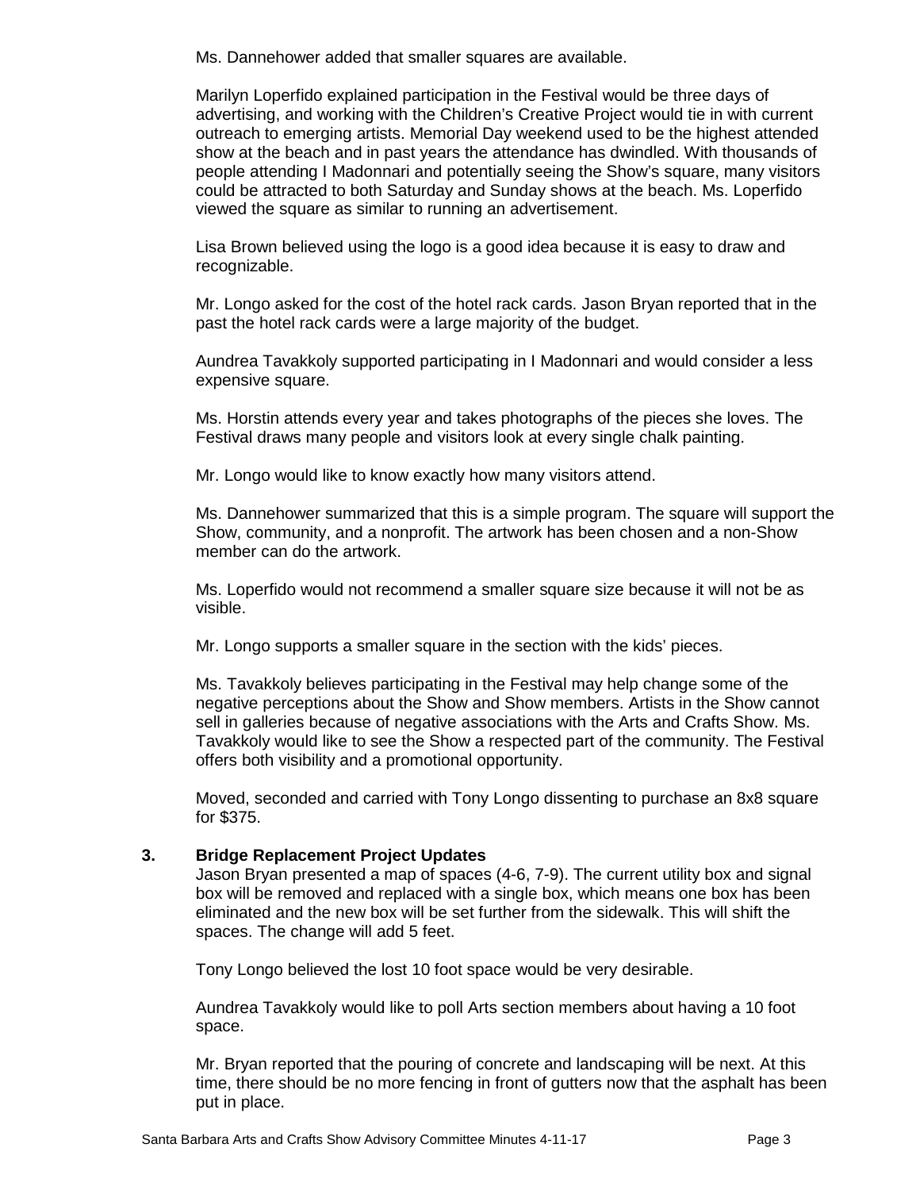Ms. Dannehower added that smaller squares are available.

Marilyn Loperfido explained participation in the Festival would be three days of advertising, and working with the Children's Creative Project would tie in with current outreach to emerging artists. Memorial Day weekend used to be the highest attended show at the beach and in past years the attendance has dwindled. With thousands of people attending I Madonnari and potentially seeing the Show's square, many visitors could be attracted to both Saturday and Sunday shows at the beach. Ms. Loperfido viewed the square as similar to running an advertisement.

Lisa Brown believed using the logo is a good idea because it is easy to draw and recognizable.

Mr. Longo asked for the cost of the hotel rack cards. Jason Bryan reported that in the past the hotel rack cards were a large majority of the budget.

Aundrea Tavakkoly supported participating in I Madonnari and would consider a less expensive square.

Ms. Horstin attends every year and takes photographs of the pieces she loves. The Festival draws many people and visitors look at every single chalk painting.

Mr. Longo would like to know exactly how many visitors attend.

Ms. Dannehower summarized that this is a simple program. The square will support the Show, community, and a nonprofit. The artwork has been chosen and a non-Show member can do the artwork.

Ms. Loperfido would not recommend a smaller square size because it will not be as visible.

Mr. Longo supports a smaller square in the section with the kids' pieces.

Ms. Tavakkoly believes participating in the Festival may help change some of the negative perceptions about the Show and Show members. Artists in the Show cannot sell in galleries because of negative associations with the Arts and Crafts Show. Ms. Tavakkoly would like to see the Show a respected part of the community. The Festival offers both visibility and a promotional opportunity.

Moved, seconded and carried with Tony Longo dissenting to purchase an 8x8 square for $375.

**3. Bridge Replacement Project Updates**

Jason Bryan presented a map of spaces (4-6, 7-9). The current utility box and signal box will be removed and replaced with a single box, which means one box has been eliminated and the new box will be set further from the sidewalk. This will shift the spaces. The change will add 5 feet.

Tony Longo believed the lost 10 foot space would be very desirable.

Aundrea Tavakkoly would like to poll Arts section members about having a 10 foot space.

Mr. Bryan reported that the pouring of concrete and landscaping will be next. At this time, there should be no more fencing in front of gutters now that the asphalt has been put in place.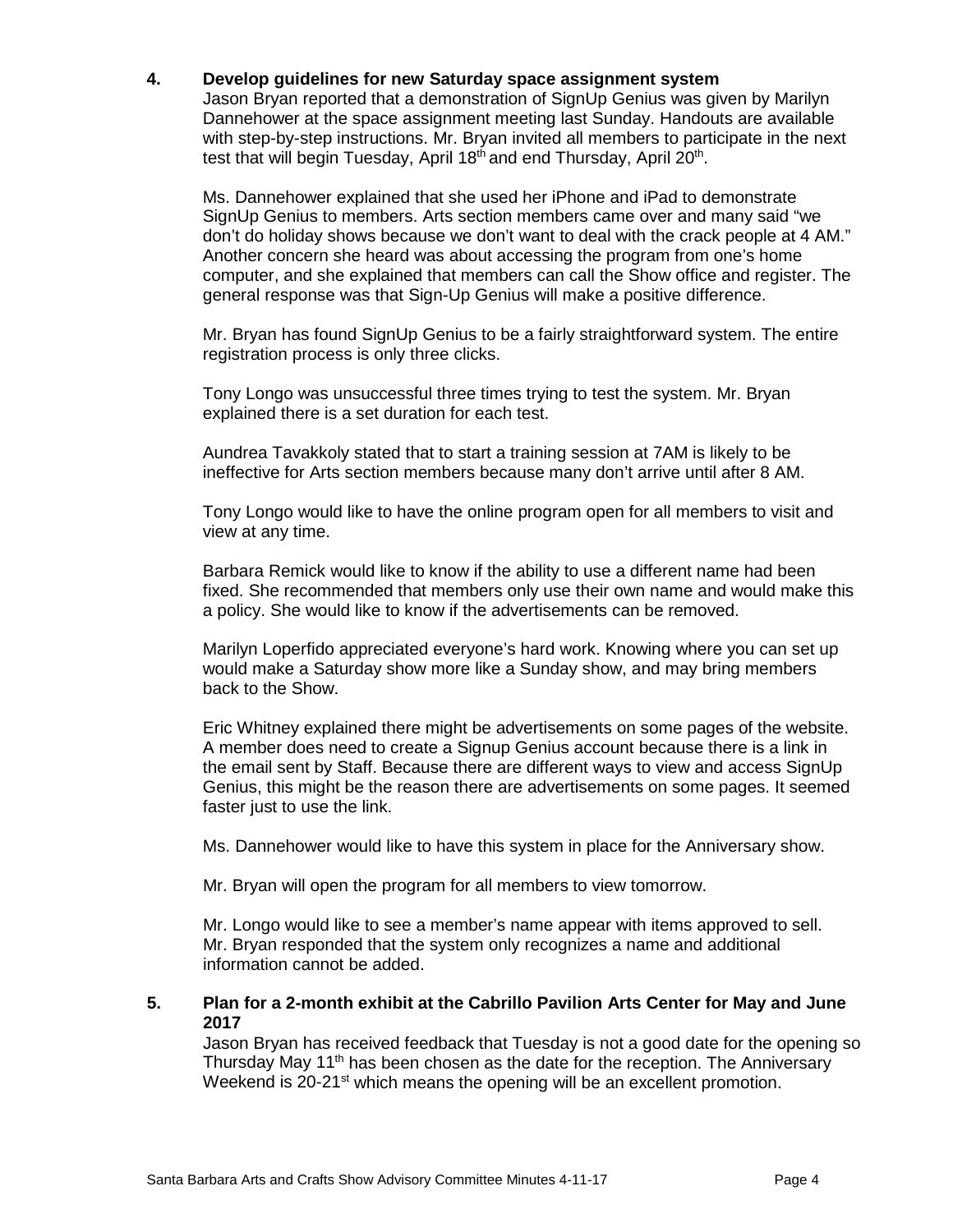**4. Develop guidelines for new Saturday space assignment system**

Jason Bryan reported that a demonstration of SignUp Genius was given by Marilyn Dannehower at the space assignment meeting last Sunday. Handouts are available with step-by-step instructions. Mr. Bryan invited all members to participate in the next test that will begin Tuesday, April 18th and end Thursday, April 20th.

Ms. Dannehower explained that she used her iPhone and iPad to demonstrate SignUp Genius to members. Arts section members came over and many said "we don't do holiday shows because we don't want to deal with the crack people at 4 AM." Another concern she heard was about accessing the program from one's home computer, and she explained that members can call the Show office and register. The general response was that Sign-Up Genius will make a positive difference.

Mr. Bryan has found SignUp Genius to be a fairly straightforward system. The entire registration process is only three clicks.

Tony Longo was unsuccessful three times trying to test the system. Mr. Bryan explained there is a set duration for each test.

Aundrea Tavakkoly stated that to start a training session at 7AM is likely to be ineffective for Arts section members because many don't arrive until after 8 AM.

Tony Longo would like to have the online program open for all members to visit and view at any time.

Barbara Remick would like to know if the ability to use a different name had been fixed. She recommended that members only use their own name and would make this a policy. She would like to know if the advertisements can be removed.

Marilyn Loperfido appreciated everyone's hard work. Knowing where you can set up would make a Saturday show more like a Sunday show, and may bring members back to the Show.

Eric Whitney explained there might be advertisements on some pages of the website. A member does need to create a Signup Genius account because there is a link in the email sent by Staff. Because there are different ways to view and access SignUp Genius, this might be the reason there are advertisements on some pages. It seemed faster just to use the link.

Ms. Dannehower would like to have this system in place for the Anniversary show.

Mr. Bryan will open the program for all members to view tomorrow.

Mr. Longo would like to see a member's name appear with items approved to sell. Mr. Bryan responded that the system only recognizes a name and additional information cannot be added.

**5. Plan for a 2-month exhibit at the Cabrillo Pavilion Arts Center for May and June 2017**

Jason Bryan has received feedback that Tuesday is not a good date for the opening so Thursday May 11th has been chosen as the date for the reception. The Anniversary Weekend is 20-21st which means the opening will be an excellent promotion.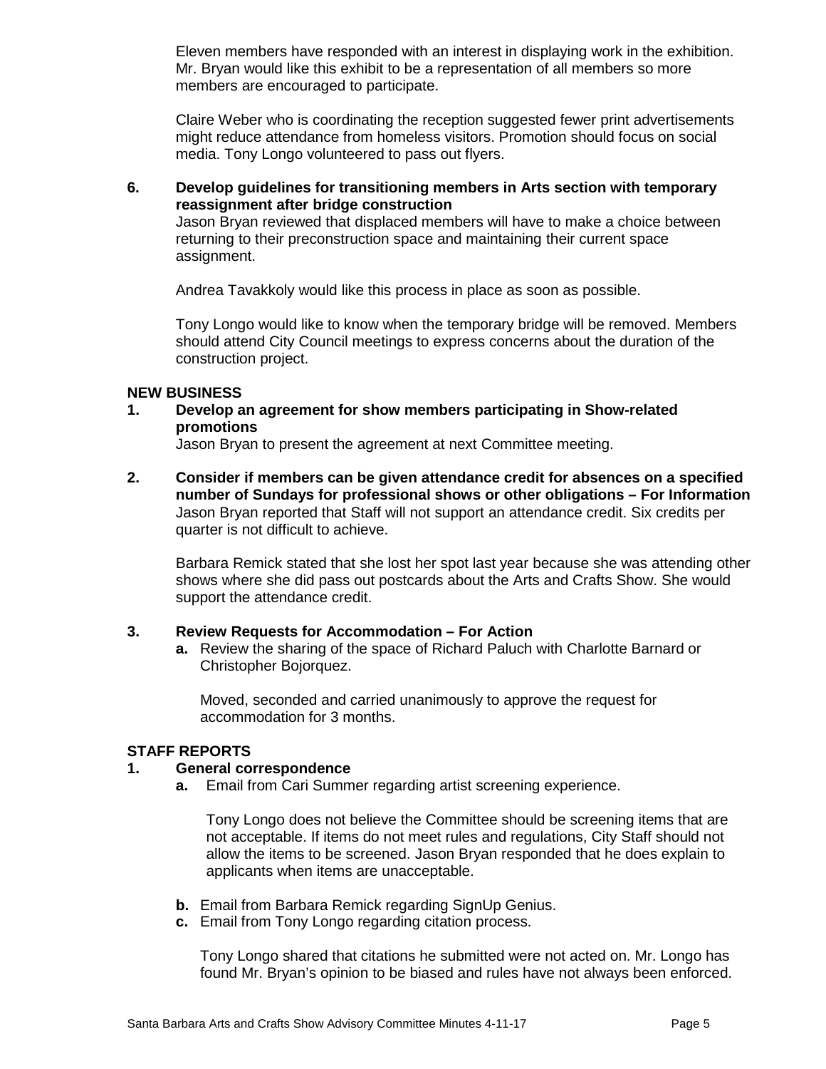Eleven members have responded with an interest in displaying work in the exhibition. Mr. Bryan would like this exhibit to be a representation of all members so more members are encouraged to participate.

Claire Weber who is coordinating the reception suggested fewer print advertisements might reduce attendance from homeless visitors. Promotion should focus on social media. Tony Longo volunteered to pass out flyers.

**6. Develop guidelines for transitioning members in Arts section with temporary reassignment after bridge construction**

Jason Bryan reviewed that displaced members will have to make a choice between returning to their preconstruction space and maintaining their current space assignment.

Andrea Tavakkoly would like this process in place as soon as possible.

Tony Longo would like to know when the temporary bridge will be removed. Members should attend City Council meetings to express concerns about the duration of the construction project.

## NEW BUSINESS

**1. Develop an agreement for show members participating in Show-related promotions**

Jason Bryan to present the agreement at next Committee meeting.

**2. Consider if members can be given attendance credit for absences on a specified number of Sundays for professional shows or other obligations – For Information**

Jason Bryan reported that Staff will not support an attendance credit. Six credits per quarter is not difficult to achieve.

Barbara Remick stated that she lost her spot last year because she was attending other shows where she did pass out postcards about the Arts and Crafts Show. She would support the attendance credit.

**3. Review Requests for Accommodation – For Action**

**a.** Review the sharing of the space of Richard Paluch with Charlotte Barnard or Christopher Bojorquez.

Moved, seconded and carried unanimously to approve the request for accommodation for 3 months.

## STAFF REPORTS

**1. General correspondence**

**a.** Email from Cari Summer regarding artist screening experience.

Tony Longo does not believe the Committee should be screening items that are not acceptable. If items do not meet rules and regulations, City Staff should not allow the items to be screened. Jason Bryan responded that he does explain to applicants when items are unacceptable.

**b.** Email from Barbara Remick regarding SignUp Genius.

**c.** Email from Tony Longo regarding citation process.

Tony Longo shared that citations he submitted were not acted on. Mr. Longo has found Mr. Bryan's opinion to be biased and rules have not always been enforced.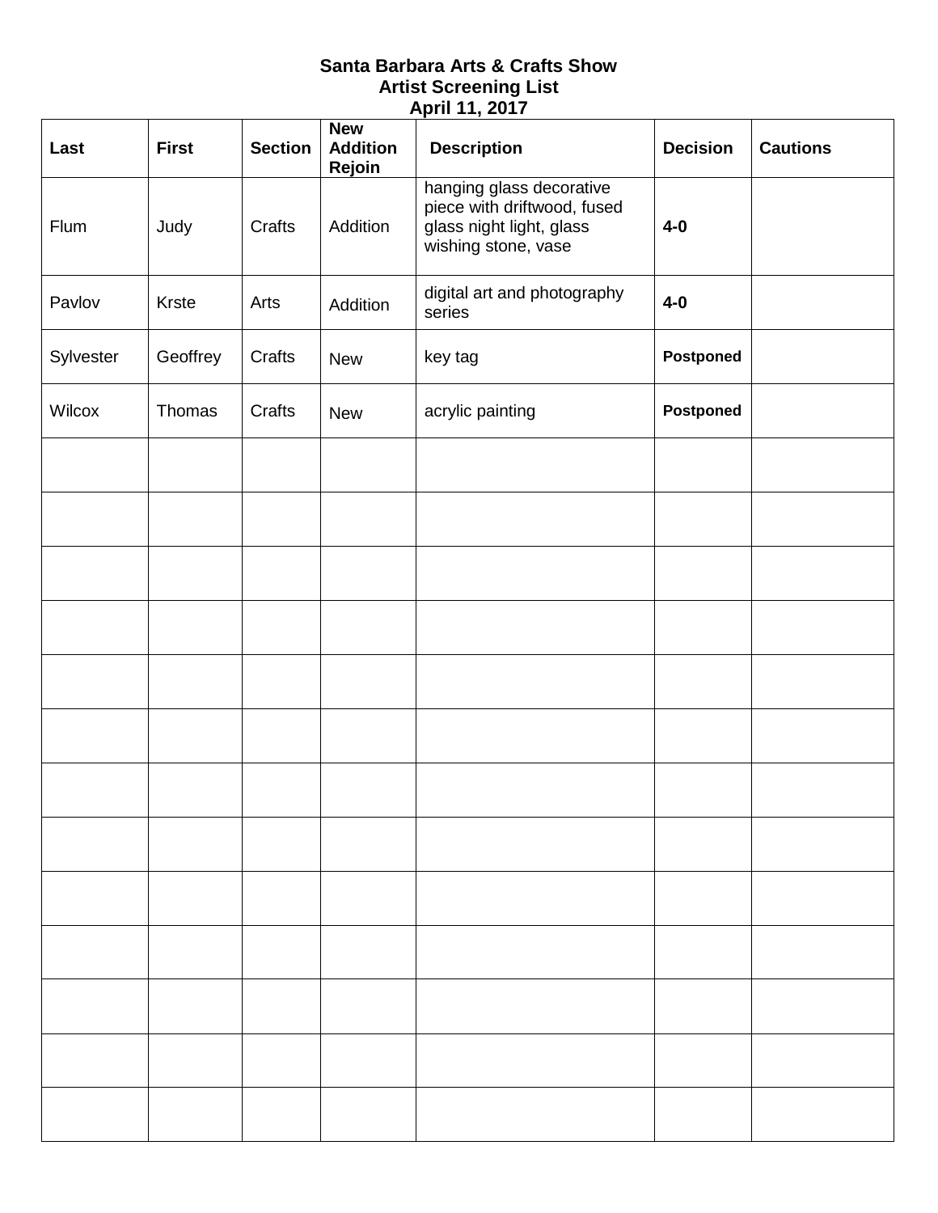**Santa Barbara Arts & Crafts Show**
**Artist Screening List**
**April 11, 2017**

| Last | First | Section | New Addition Rejoin | Description | Decision | Cautions |
|---|---|---|---|---|---|---|
| Flum | Judy | Crafts | Addition | hanging glass decorative piece with driftwood, fused glass night light, glass wishing stone, vase | **4-0** | |
| Pavlov | Krste | Arts | Addition | digital art and photography series | **4-0** | |
| Sylvester | Geoffrey | Crafts | New | key tag | **Postponed** | |
| Wilcox | Thomas | Crafts | New | acrylic painting | **Postponed** | |
| | | | | | | |
| | | | | | | |
| | | | | | | |
| | | | | | | |
| | | | | | | |
| | | | | | | |
| | | | | | | |
| | | | | | | |
| | | | | | | |
| | | | | | | |
| | | | | | | |
| | | | | | | |
| | | | | | | |